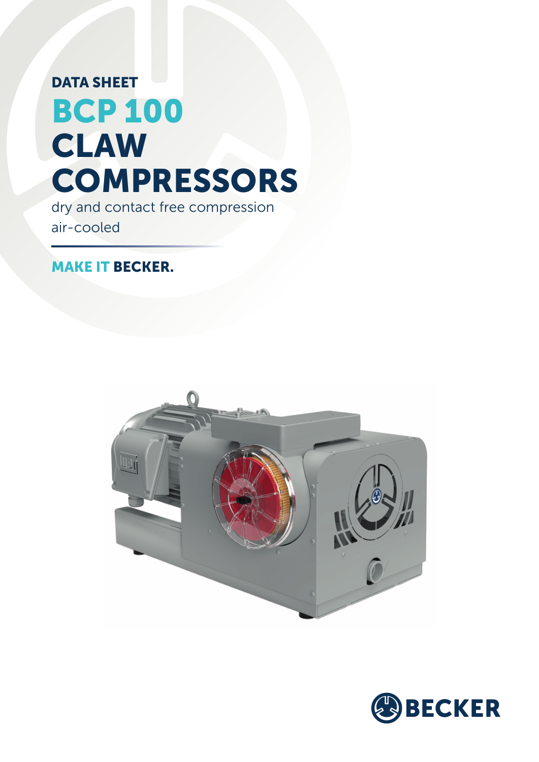DATA SHEET

# BCP 100 CLAW COMPRESSORS

dry and contact free compression
air-cooled

**MAKE IT BECKER.**

BECKER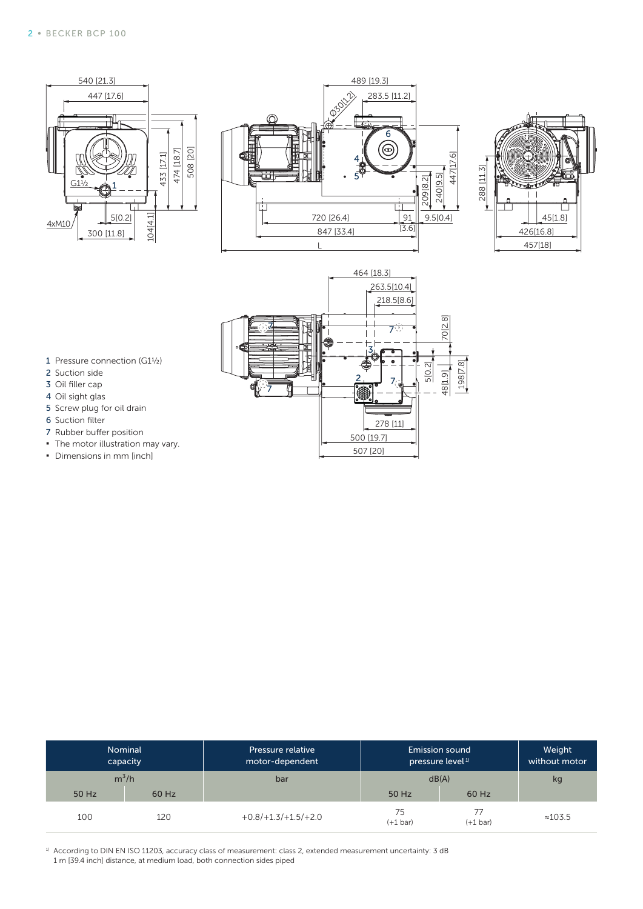1 Pressure connection (G1½)
2 Suction side
3 Oil filler cap
4 Oil sight glas
5 Screw plug for oil drain
6 Suction filter
7 Rubber buffer position

- The motor illustration may vary.
- Dimensions in mm [inch]

| Nominal capacity | | Pressure relative motor-dependent | Emission sound pressure level [1] | | Weight without motor |
|---|---|---|---|---|---|
| $m^3/h$ | | bar | dB(A) | | kg |
| 50 Hz | 60 Hz | | 50 Hz | 60 Hz | |
| 100 | 120 | +0.8/+1.3/+1.5/+2.0 | 75 (+1 bar) | 77 (+1 bar) | ≈103.5 |

[1] According to DIN EN ISO 11203, accuracy class of measurement: class 2, extended measurement uncertainty: 3 dB
1 m [39.4 inch] distance, at medium load, both connection sides piped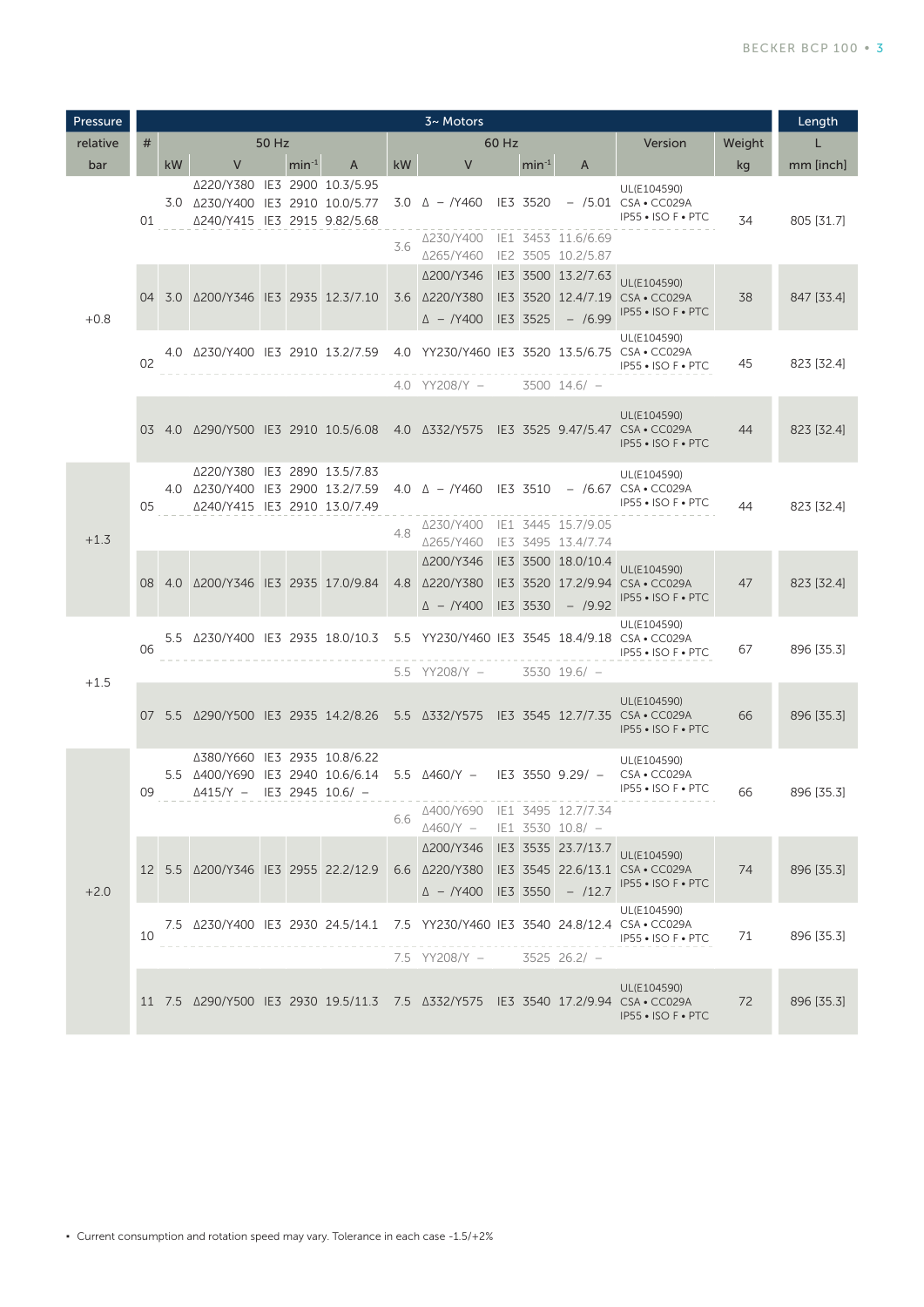| Pressure | 3~ Motors | | | | | | | | | | | | | Length |
|---|---|---|---|---|---|---|---|---|---|---|---|---|---|---|
| relative | # | 50 Hz | | | | | 60 Hz | | | | | Version | Weight | L |
| bar | | kW | V | | min⁻¹ | A | kW | V | | min⁻¹ | A | | kg | mm [inch] |
| +0.8 | 01 | 3.0 | Δ220/Y380<br>Δ230/Y400<br>Δ240/Y415 | IE3<br>IE3<br>IE3 | 2900<br>2910<br>2915 | 10.3/5.95<br>10.0/5.77<br>9.82/5.68 | 3.0 | Δ – /Y460 | IE3 | 3520 | – /5.01 | UL(E104590) CSA • CC029A IP55 • ISO F • PTC | 34 | 805 [31.7] |
| | | | | | | | 3.6 | Δ230/Y400<br>Δ265/Y460 | IE1<br>IE2 | 3453<br>3505 | 11.6/6.69<br>10.2/5.87 | | | |
| | 04 | 3.0 | Δ200/Y346 | IE3 | 2935 | 12.3/7.10 | 3.6 | Δ200/Y346<br>Δ220/Y380<br>Δ – /Y400 | IE3<br>IE3<br>IE3 | 3500<br>3520<br>3525 | 13.2/7.63<br>12.4/7.19<br>– /6.99 | UL(E104590) CSA • CC029A IP55 • ISO F • PTC | 38 | 847 [33.4] |
| | 02 | 4.0 | Δ230/Y400 | IE3 | 2910 | 13.2/7.59 | 4.0 | YY230/Y460 | IE3 | 3520 | 13.5/6.75 | UL(E104590) CSA • CC029A IP55 • ISO F • PTC | 45 | 823 [32.4] |
| | | | | | | | 4.0 | YY208/Y – | | 3500 | 14.6/ – | | | |
| | 03 | 4.0 | Δ290/Y500 | IE3 | 2910 | 10.5/6.08 | 4.0 | Δ332/Y575 | IE3 | 3525 | 9.47/5.47 | UL(E104590) CSA • CC029A IP55 • ISO F • PTC | 44 | 823 [32.4] |
| +1.3 | 05 | 4.0 | Δ220/Y380<br>Δ230/Y400<br>Δ240/Y415 | IE3<br>IE3<br>IE3 | 2890<br>2900<br>2910 | 13.5/7.83<br>13.2/7.59<br>13.0/7.49 | 4.0 | Δ – /Y460 | IE3 | 3510 | – /6.67 | UL(E104590) CSA • CC029A IP55 • ISO F • PTC | 44 | 823 [32.4] |
| | | | | | | | 4.8 | Δ230/Y400<br>Δ265/Y460 | IE1<br>IE3 | 3445<br>3495 | 15.7/9.05<br>13.4/7.74 | | | |
| | 08 | 4.0 | Δ200/Y346 | IE3 | 2935 | 17.0/9.84 | 4.8 | Δ200/Y346<br>Δ220/Y380<br>Δ – /Y400 | IE3<br>IE3<br>IE3 | 3500<br>3520<br>3530 | 18.0/10.4<br>17.2/9.94<br>– /9.92 | UL(E104590) CSA • CC029A IP55 • ISO F • PTC | 47 | 823 [32.4] |
| +1.5 | 06 | 5.5 | Δ230/Y400 | IE3 | 2935 | 18.0/10.3 | 5.5 | YY230/Y460 | IE3 | 3545 | 18.4/9.18 | UL(E104590) CSA • CC029A IP55 • ISO F • PTC | 67 | 896 [35.3] |
| | | | | | | | 5.5 | YY208/Y – | | 3530 | 19.6/ – | | | |
| | 07 | 5.5 | Δ290/Y500 | IE3 | 2935 | 14.2/8.26 | 5.5 | Δ332/Y575 | IE3 | 3545 | 12.7/7.35 | UL(E104590) CSA • CC029A IP55 • ISO F • PTC | 66 | 896 [35.3] |
| +2.0 | 09 | 5.5 | Δ380/Y660<br>Δ400/Y690<br>Δ415/Y – | IE3<br>IE3<br>IE3 | 2935<br>2940<br>2945 | 10.8/6.22<br>10.6/6.14<br>10.6/ – | 5.5 | Δ460/Y – | IE3 | 3550 | 9.29/ – | UL(E104590) CSA • CC029A IP55 • ISO F • PTC | 66 | 896 [35.3] |
| | | | | | | | 6.6 | Δ400/Y690<br>Δ460/Y – | IE1<br>IE1 | 3495<br>3530 | 12.7/7.34<br>10.8/ – | | | |
| | 12 | 5.5 | Δ200/Y346 | IE3 | 2955 | 22.2/12.9 | 6.6 | Δ200/Y346<br>Δ220/Y380<br>Δ – /Y400 | IE3<br>IE3<br>IE3 | 3535<br>3545<br>3550 | 23.7/13.7<br>22.6/13.1<br>– /12.7 | UL(E104590) CSA • CC029A IP55 • ISO F • PTC | 74 | 896 [35.3] |
| | 10 | 7.5 | Δ230/Y400 | IE3 | 2930 | 24.5/14.1 | 7.5 | YY230/Y460 | IE3 | 3540 | 24.8/12.4 | UL(E104590) CSA • CC029A IP55 • ISO F • PTC | 71 | 896 [35.3] |
| | | | | | | | 7.5 | YY208/Y – | | 3525 | 26.2/ – | | | |
| | 11 | 7.5 | Δ290/Y500 | IE3 | 2930 | 19.5/11.3 | 7.5 | Δ332/Y575 | IE3 | 3540 | 17.2/9.94 | UL(E104590) CSA • CC029A IP55 • ISO F • PTC | 72 | 896 [35.3] |

- Current consumption and rotation speed may vary. Tolerance in each case -1.5/+2%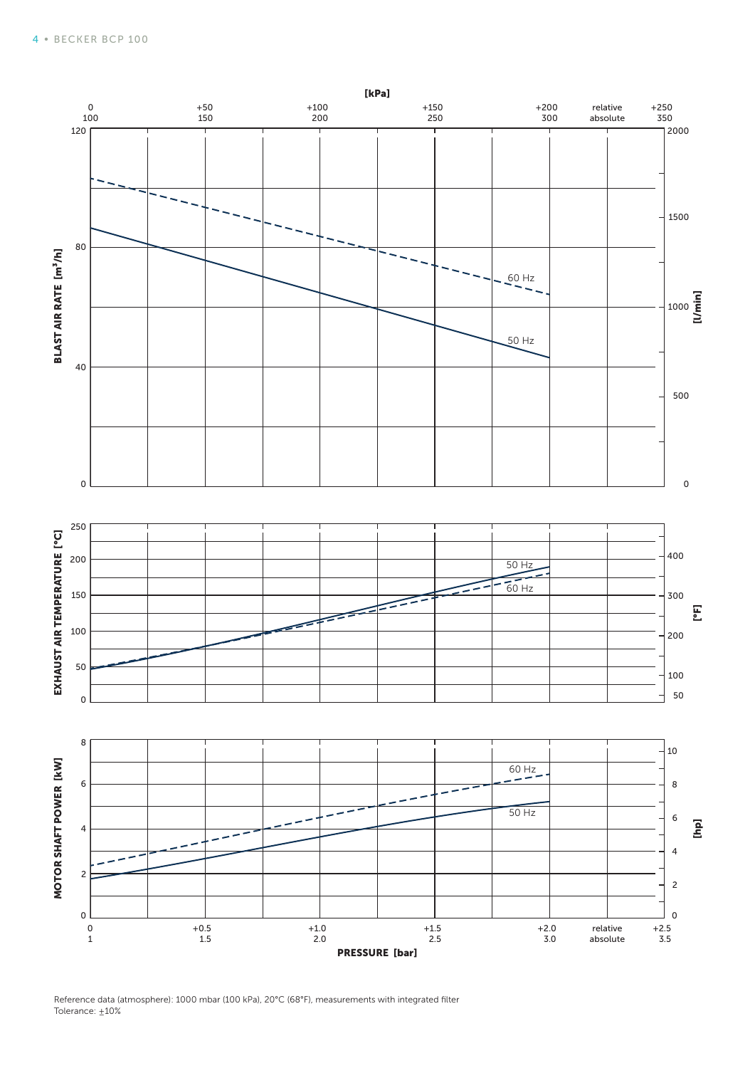[kPa]

| relative | 0 | +50 | +100 | +150 | +200 | +250 |
|---|---|---|---|---|---|---|
| absolute | 100 | 150 | 200 | 250 | 300 | 350 |

BLAST AIR RATE [m³/h] — 0, 40, 80, 120

[l/min] — 0, 500, 1000, 1500, 2000

60 Hz

50 Hz

EXHAUST AIR TEMPERATURE [°C] — 0, 50, 100, 150, 200, 250

[°F] — 50, 100, 200, 300, 400

50 Hz

60 Hz

MOTOR SHAFT POWER [kW] — 0, 2, 4, 6, 8

[hp] — 0, 2, 4, 6, 8, 10

60 Hz

50 Hz

| relative | 0 | +0.5 | +1.0 | +1.5 | +2.0 | +2.5 |
|---|---|---|---|---|---|---|
| absolute | 1 | 1.5 | 2.0 | 2.5 | 3.0 | 3.5 |

PRESSURE [bar]

Reference data (atmosphere): 1000 mbar (100 kPa), 20°C (68°F), measurements with integrated filter
Tolerance: ±10%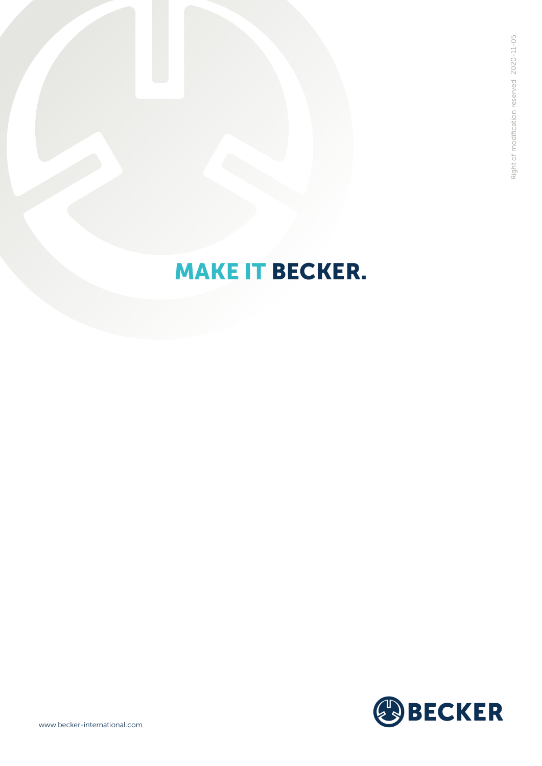# MAKE IT BECKER.

Right of modification reserved 2020-11-05

BECKER

www.becker-international.com